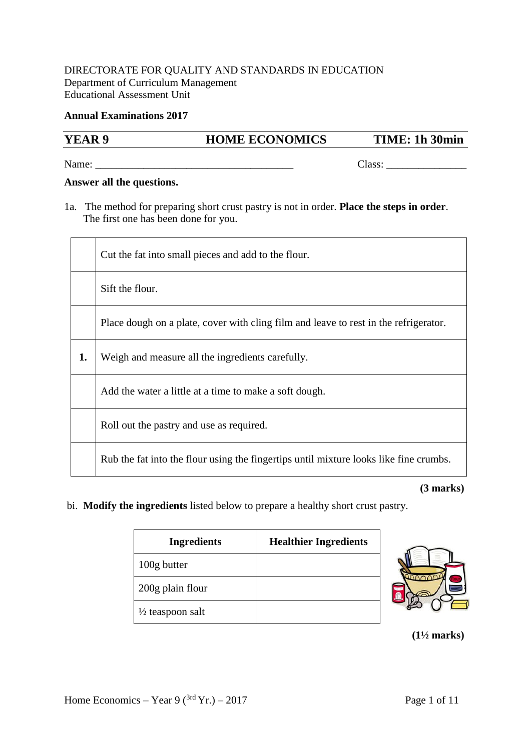DIRECTORATE FOR QUALITY AND STANDARDS IN EDUCATION
Department of Curriculum Management
Educational Assessment Unit

**Annual Examinations 2017**

| **YEAR 9** | **HOME ECONOMICS** | **TIME: 1h 30min** |
|---|---|---|

Name: ______________________________________ Class: _______________

**Answer all the questions.**

1a. The method for preparing short crust pastry is not in order. **Place the steps in order**. The first one has been done for you.

| | |
|---|---|
| | Cut the fat into small pieces and add to the flour. |
| | Sift the flour. |
| | Place dough on a plate, cover with cling film and leave to rest in the refrigerator. |
| **1.** | Weigh and measure all the ingredients carefully. |
| | Add the water a little at a time to make a soft dough. |
| | Roll out the pastry and use as required. |
| | Rub the fat into the flour using the fingertips until mixture looks like fine crumbs. |

**(3 marks)**

bi. **Modify the ingredients** listed below to prepare a healthy short crust pastry.

| Ingredients | Healthier Ingredients |
|---|---|
| 100g butter | |
| 200g plain flour | |
| ½ teaspoon salt | |

**(1½ marks)**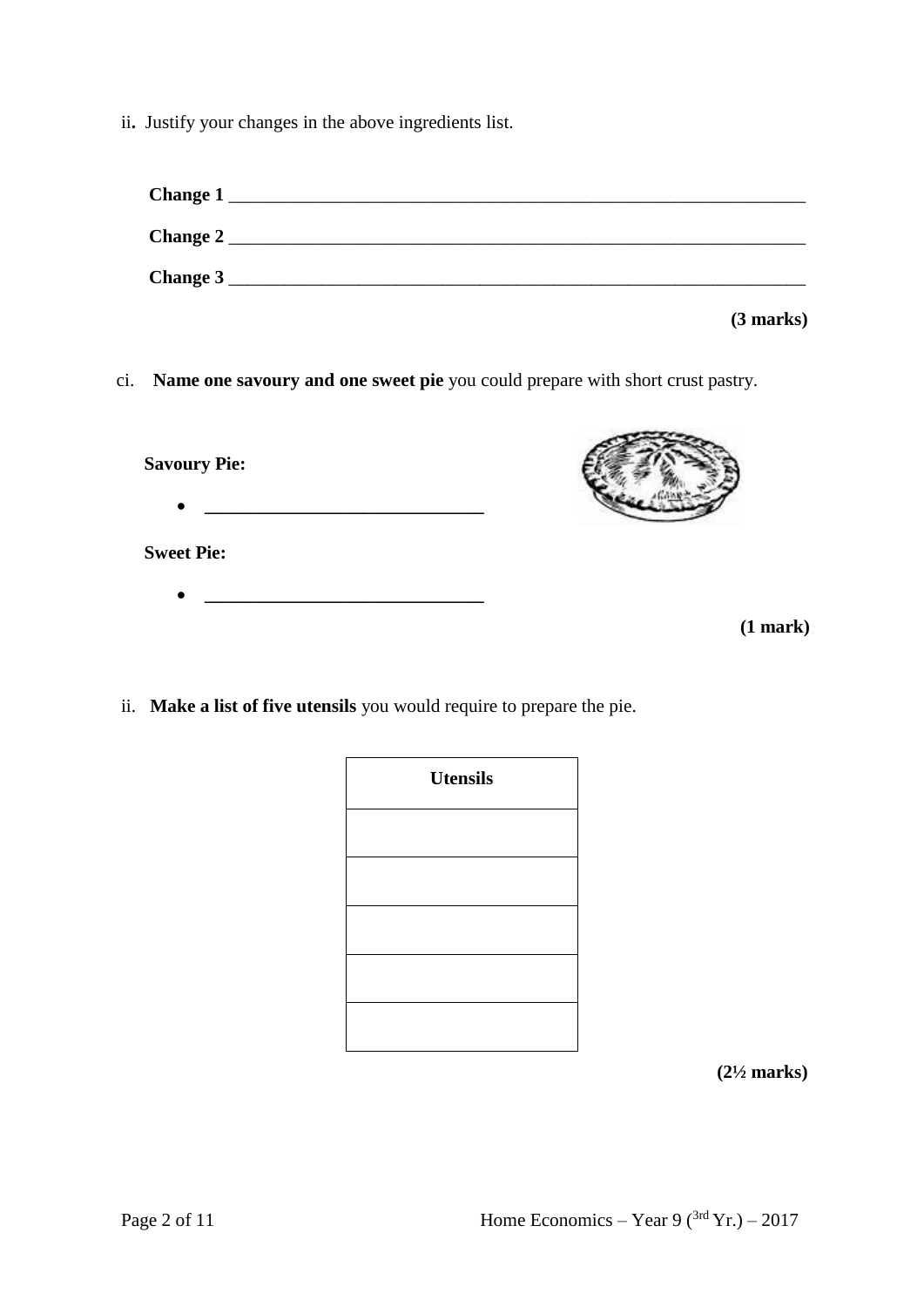ii**.** Justify your changes in the above ingredients list.

**Change 1** ___________________________________________________________________

**Change 2** ___________________________________________________________________

**Change 3** ___________________________________________________________________

**(3 marks)**

ci. **Name one savoury and one sweet pie** you could prepare with short crust pastry.

**Savoury Pie:**

- ______________________________

**Sweet Pie:**

- ______________________________

**(1 mark)**

ii. **Make a list of five utensils** you would require to prepare the pie.

| Utensils |
|---|
| |
| |
| |
| |
| |

**(2½ marks)**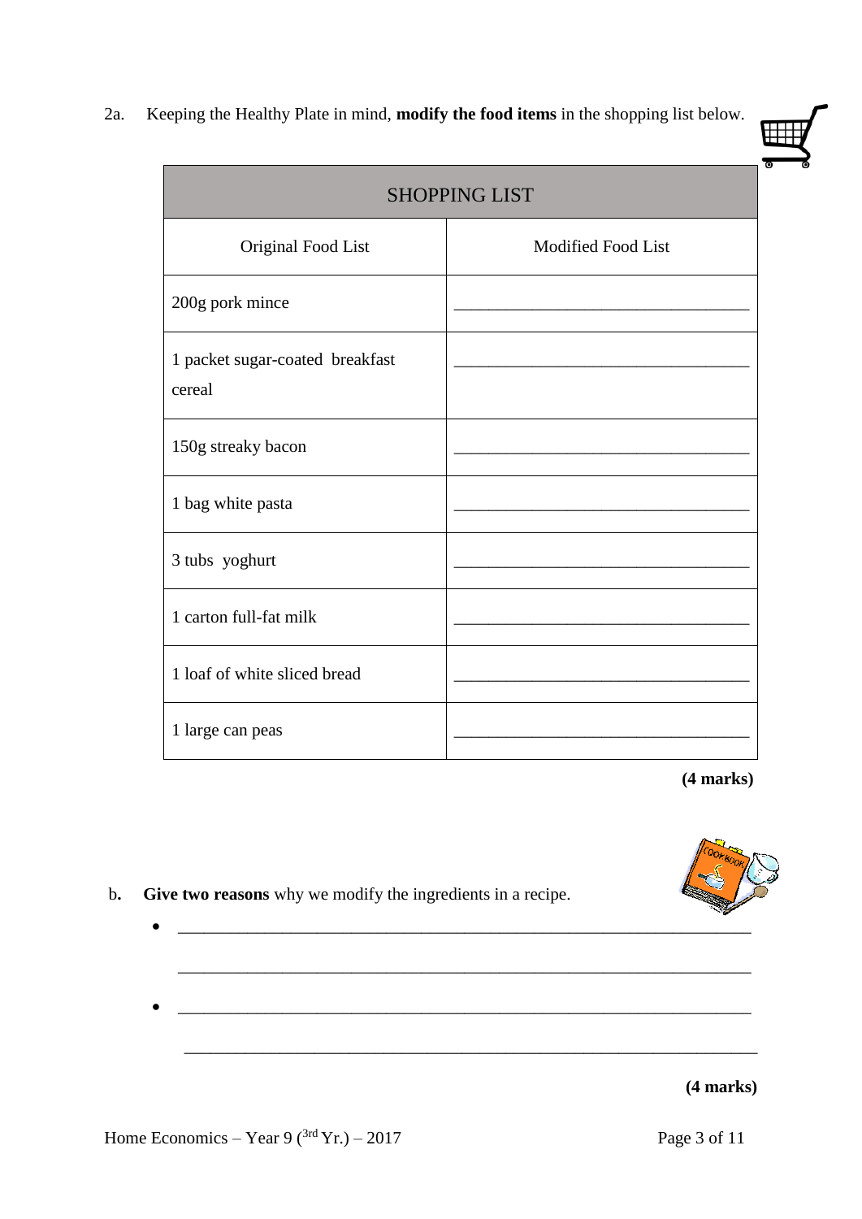2a. Keeping the Healthy Plate in mind, **modify the food items** in the shopping list below.

| SHOPPING LIST | |
|---|---|
| Original Food List | Modified Food List |
| 200g pork mince | ___________________________ |
| 1 packet sugar-coated breakfast cereal | ___________________________ |
| 150g streaky bacon | ___________________________ |
| 1 bag white pasta | ___________________________ |
| 3 tubs yoghurt | ___________________________ |
| 1 carton full-fat milk | ___________________________ |
| 1 loaf of white sliced bread | ___________________________ |
| 1 large can peas | ___________________________ |

**(4 marks)**

b. **Give two reasons** why we modify the ingredients in a recipe.

- ______________________________________________________________

  ______________________________________________________________

- ______________________________________________________________

  ______________________________________________________________

**(4 marks)**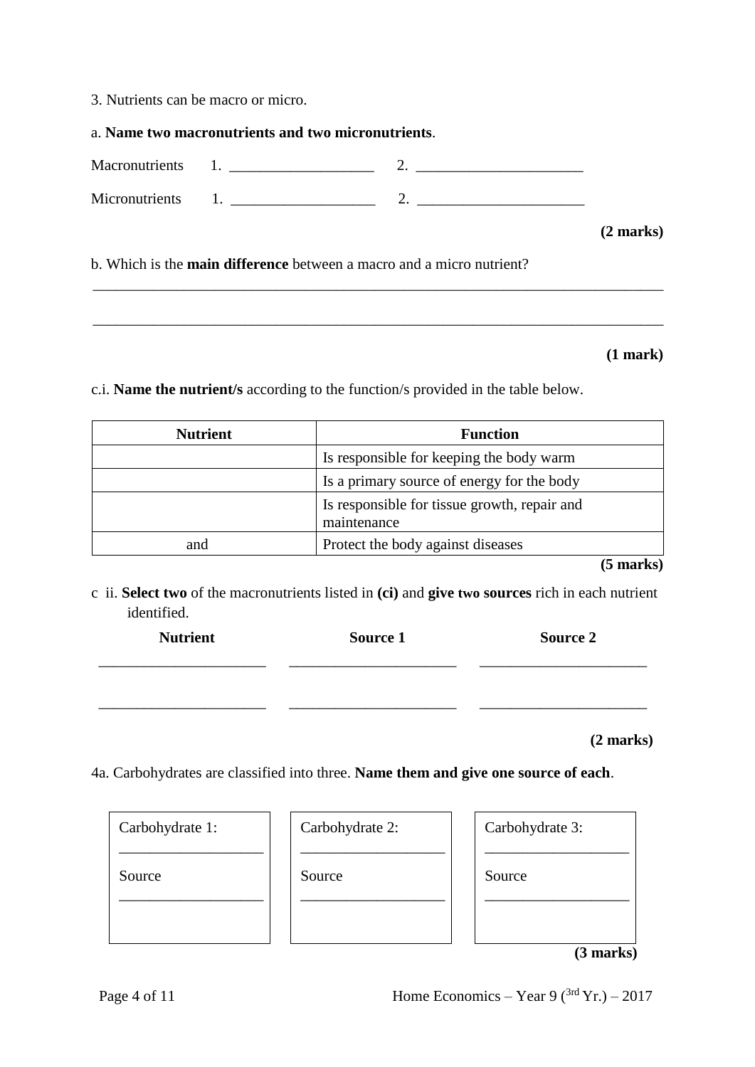3. Nutrients can be macro or micro.

a. **Name two macronutrients and two micronutrients**.

Macronutrients 1. ___________________ 2. ______________________

Micronutrients 1. ___________________ 2. ______________________

**(2 marks)**

b. Which is the **main difference** between a macro and a micro nutrient?

_____________________________________________________________________________

_____________________________________________________________________________

**(1 mark)**

c.i. **Name the nutrient/s** according to the function/s provided in the table below.

| Nutrient | Function |
|---|---|
| | Is responsible for keeping the body warm |
| | Is a primary source of energy for the body |
| | Is responsible for tissue growth, repair and maintenance |
| and | Protect the body against diseases |

**(5 marks)**

c ii. **Select two** of the macronutrients listed in **(ci)** and **give two sources** rich in each nutrient identified.

| **Nutrient** | **Source 1** | **Source 2** |
|---|---|---|
| ______________________ | ______________________ | ______________________ |
| ______________________ | ______________________ | ______________________ |

**(2 marks)**

4a. Carbohydrates are classified into three. **Name them and give one source of each**.

| Carbohydrate 1: ___________________ | Carbohydrate 2: ___________________ | Carbohydrate 3: ___________________ |
|---|---|---|
| Source ___________________ | Source ___________________ | Source ___________________ |

**(3 marks)**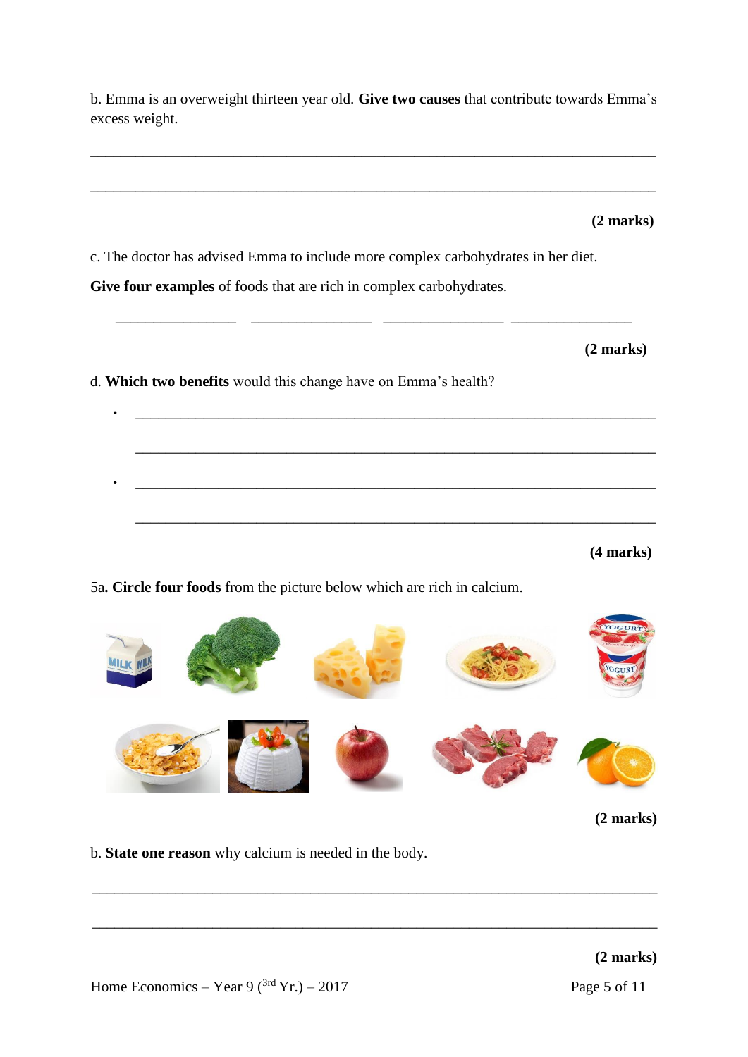b. Emma is an overweight thirteen year old. **Give two causes** that contribute towards Emma's excess weight.

___________________________________________________________________________

___________________________________________________________________________

**(2 marks)**

c. The doctor has advised Emma to include more complex carbohydrates in her diet.

**Give four examples** of foods that are rich in complex carbohydrates.

_______________ _______________ _______________ _______________

**(2 marks)**

d. **Which two benefits** would this change have on Emma's health?

- ___________________________________________________________________

  ___________________________________________________________________

- ___________________________________________________________________

  ___________________________________________________________________

**(4 marks)**

5a**. Circle four foods** from the picture below which are rich in calcium.

**(2 marks)**

b. **State one reason** why calcium is needed in the body.

___________________________________________________________________________

___________________________________________________________________________

**(2 marks)**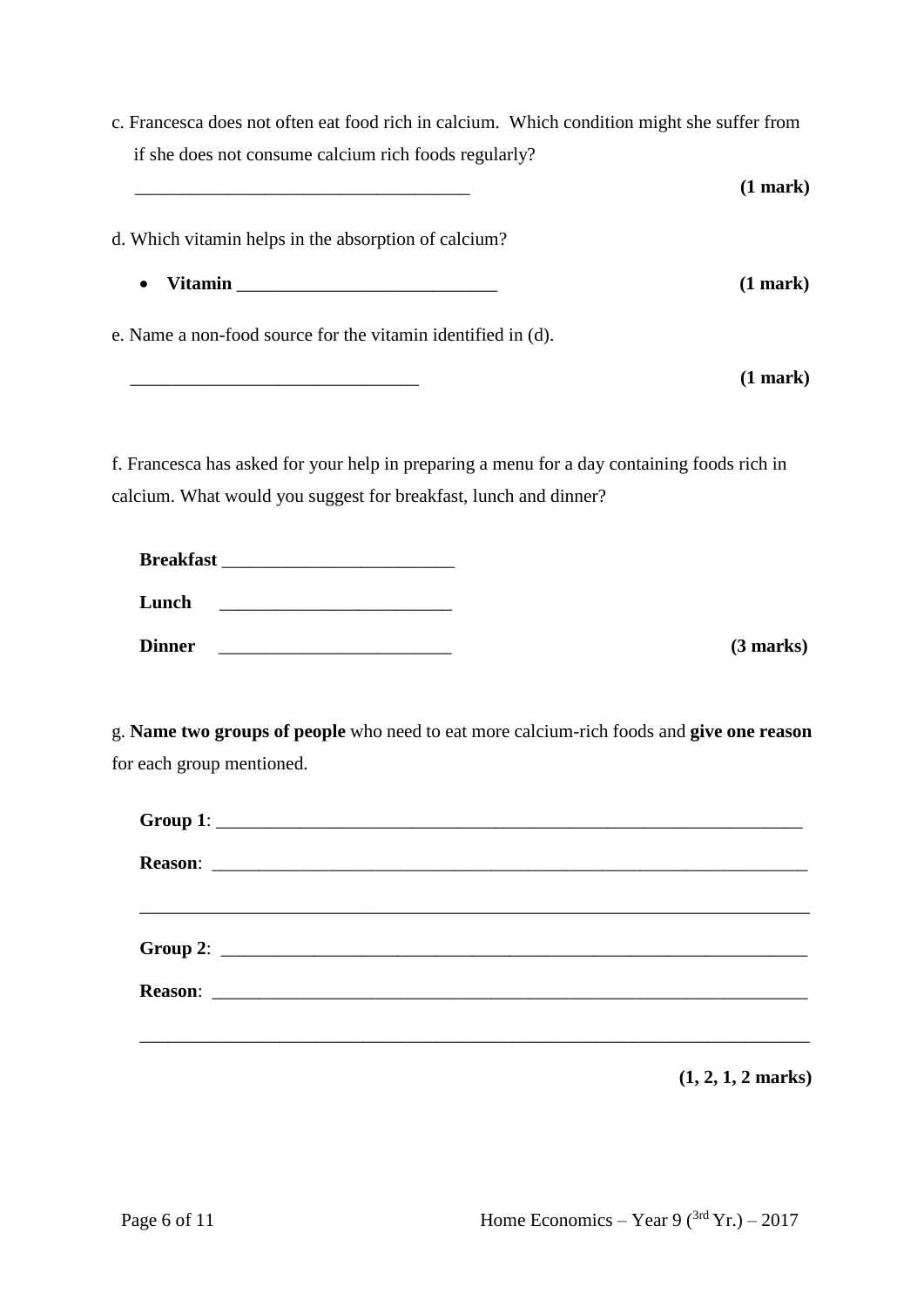c. Francesca does not often eat food rich in calcium. Which condition might she suffer from if she does not consume calcium rich foods regularly?

___________________________________ **(1 mark)**

d. Which vitamin helps in the absorption of calcium?

- **Vitamin** ___________________________ **(1 mark)**

e. Name a non-food source for the vitamin identified in (d).

______________________________ **(1 mark)**

f. Francesca has asked for your help in preparing a menu for a day containing foods rich in calcium. What would you suggest for breakfast, lunch and dinner?

**Breakfast** ________________________

**Lunch** ________________________

**Dinner** ________________________ **(3 marks)**

g. **Name two groups of people** who need to eat more calcium-rich foods and **give one reason** for each group mentioned.

**Group 1**: ______________________________________________________________

**Reason**: ______________________________________________________________

______________________________________________________________

**Group 2**: ______________________________________________________________

**Reason**: ______________________________________________________________

______________________________________________________________

**(1, 2, 1, 2 marks)**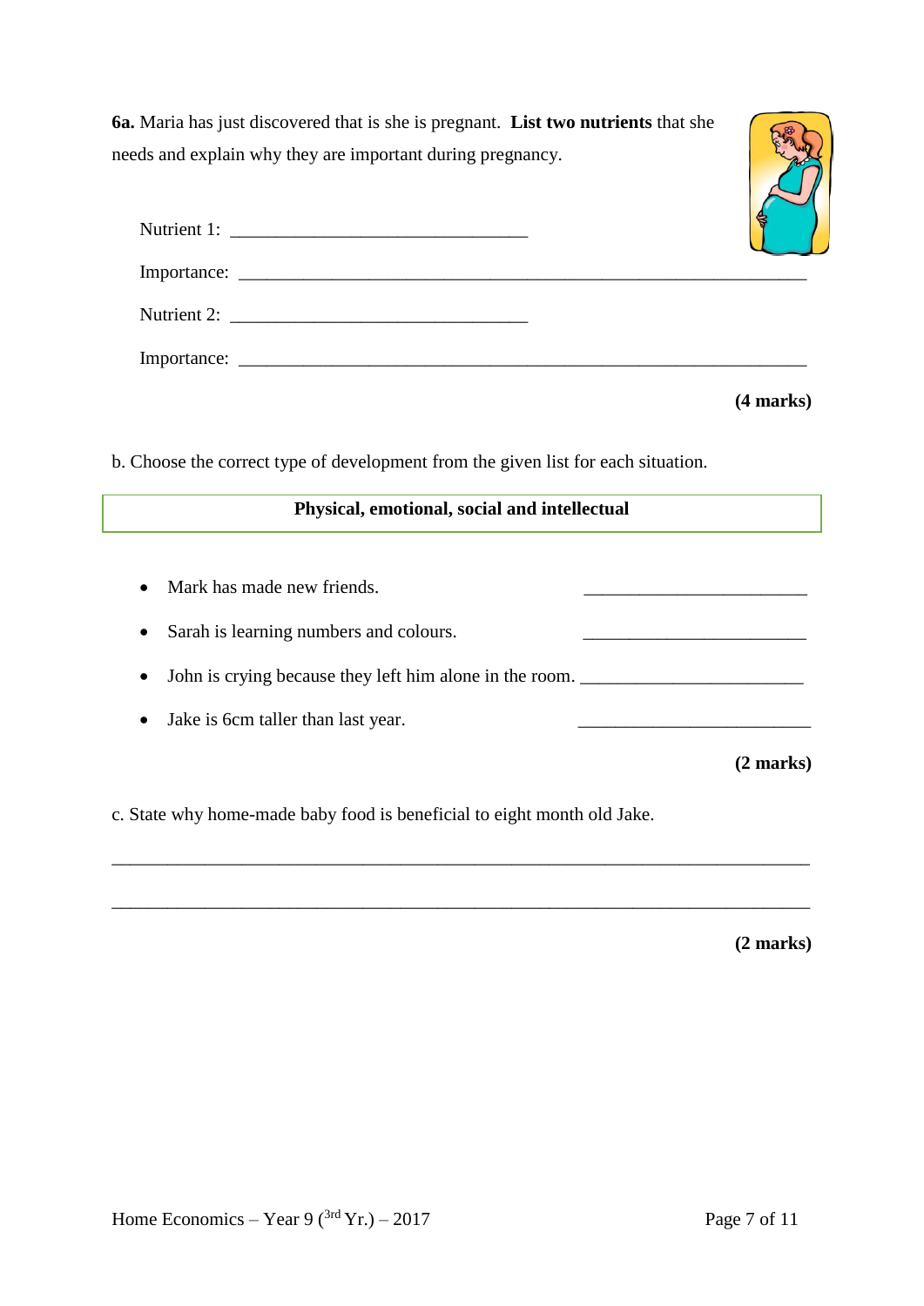**6a.** Maria has just discovered that is she is pregnant. **List two nutrients** that she needs and explain why they are important during pregnancy.

Nutrient 1: ________________________________

Importance: ____________________________________________________________

Nutrient 2: ________________________________

Importance: ____________________________________________________________

**(4 marks)**

b. Choose the correct type of development from the given list for each situation.

| **Physical, emotional, social and intellectual** |
|---|

- Mark has made new friends. ________________________
- Sarah is learning numbers and colours. ________________________
- John is crying because they left him alone in the room. ________________________
- Jake is 6cm taller than last year. ________________________

**(2 marks)**

c. State why home-made baby food is beneficial to eight month old Jake.

______________________________________________________________________

______________________________________________________________________

**(2 marks)**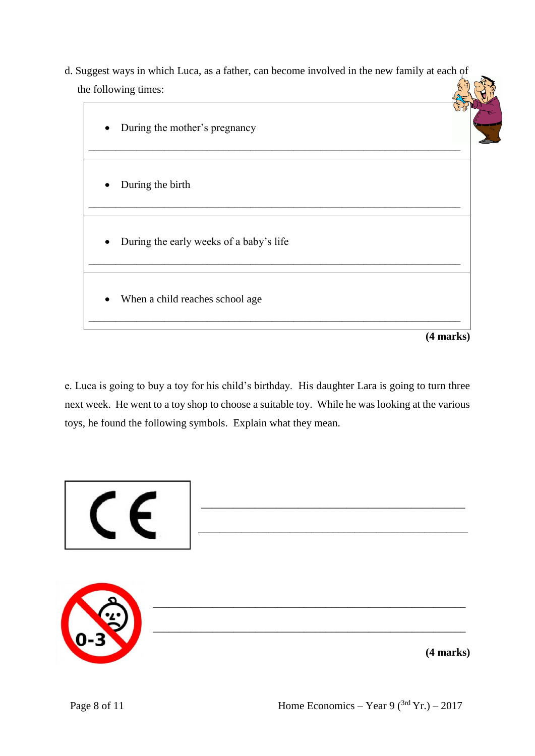d. Suggest ways in which Luca, as a father, can become involved in the new family at each of the following times:

| |
|---|
| • During the mother's pregnancy<br>\_\_\_\_\_\_\_\_\_\_\_\_\_\_\_\_\_\_\_\_\_\_\_\_\_\_\_\_\_\_\_\_\_\_\_\_\_\_\_\_\_\_\_\_\_\_\_\_\_\_\_\_\_\_\_\_\_\_\_\_ |
| • During the birth<br>\_\_\_\_\_\_\_\_\_\_\_\_\_\_\_\_\_\_\_\_\_\_\_\_\_\_\_\_\_\_\_\_\_\_\_\_\_\_\_\_\_\_\_\_\_\_\_\_\_\_\_\_\_\_\_\_\_\_\_\_ |
| • During the early weeks of a baby's life<br>\_\_\_\_\_\_\_\_\_\_\_\_\_\_\_\_\_\_\_\_\_\_\_\_\_\_\_\_\_\_\_\_\_\_\_\_\_\_\_\_\_\_\_\_\_\_\_\_\_\_\_\_\_\_\_\_\_\_\_\_ |
| • When a child reaches school age<br>\_\_\_\_\_\_\_\_\_\_\_\_\_\_\_\_\_\_\_\_\_\_\_\_\_\_\_\_\_\_\_\_\_\_\_\_\_\_\_\_\_\_\_\_\_\_\_\_\_\_\_\_\_\_\_\_\_\_\_\_ |

**(4 marks)**

e. Luca is going to buy a toy for his child's birthday. His daughter Lara is going to turn three next week. He went to a toy shop to choose a suitable toy. While he was looking at the various toys, he found the following symbols. Explain what they mean.

CE

\_\_\_\_\_\_\_\_\_\_\_\_\_\_\_\_\_\_\_\_\_\_\_\_\_\_\_\_\_\_\_\_\_\_\_\_\_\_\_\_\_\_\_\_

\_\_\_\_\_\_\_\_\_\_\_\_\_\_\_\_\_\_\_\_\_\_\_\_\_\_\_\_\_\_\_\_\_\_\_\_\_\_\_\_\_\_\_\_

0-3

\_\_\_\_\_\_\_\_\_\_\_\_\_\_\_\_\_\_\_\_\_\_\_\_\_\_\_\_\_\_\_\_\_\_\_\_\_\_\_\_\_\_\_\_

\_\_\_\_\_\_\_\_\_\_\_\_\_\_\_\_\_\_\_\_\_\_\_\_\_\_\_\_\_\_\_\_\_\_\_\_\_\_\_\_\_\_\_\_

**(4 marks)**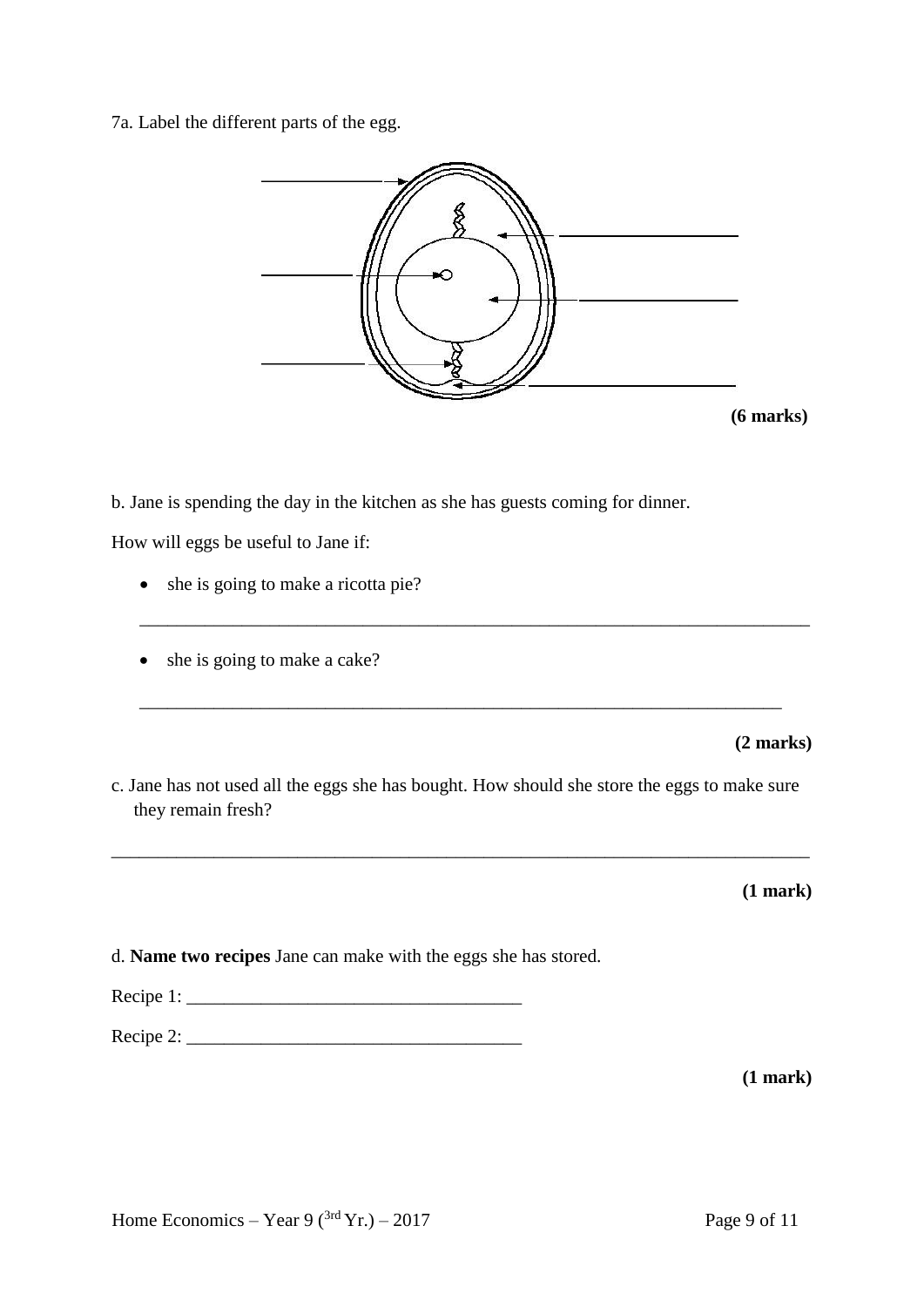7a. Label the different parts of the egg.

**(6 marks)**

b. Jane is spending the day in the kitchen as she has guests coming for dinner.

How will eggs be useful to Jane if:

- she is going to make a ricotta pie?

_______________________________________________________________________________

- she is going to make a cake?

_______________________________________________________________________________

**(2 marks)**

c. Jane has not used all the eggs she has bought. How should she store the eggs to make sure they remain fresh?

_______________________________________________________________________________

**(1 mark)**

d. **Name two recipes** Jane can make with the eggs she has stored.

Recipe 1: ____________________________________

Recipe 2: ____________________________________

**(1 mark)**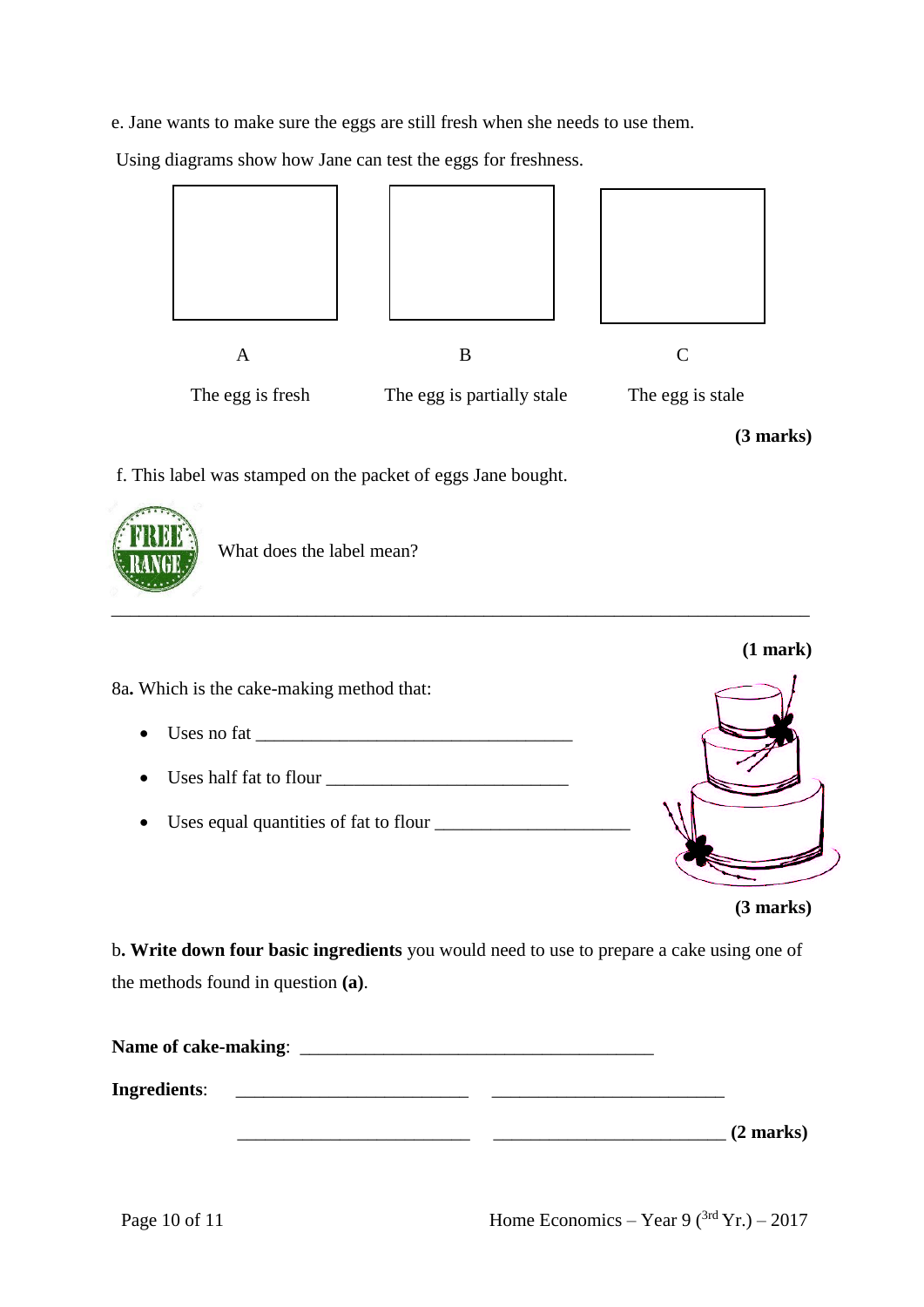e. Jane wants to make sure the eggs are still fresh when she needs to use them.

Using diagrams show how Jane can test the eggs for freshness.

| A | B | C |
| --- | --- | --- |
| The egg is fresh | The egg is partially stale | The egg is stale |

**(3 marks)**

f. This label was stamped on the packet of eggs Jane bought.

FREE RANGE

What does the label mean?

_______________________________________________________________________________

**(1 mark)**

8a**.** Which is the cake-making method that:

- Uses no fat ___________________________________
- Uses half fat to flour ___________________________
- Uses equal quantities of fat to flour _____________________

**(3 marks)**

b**. Write down four basic ingredients** you would need to use to prepare a cake using one of the methods found in question **(a)**.

**Name of cake-making**: ______________________________________

**Ingredients**: _________________________ _________________________

_________________________ _________________________ **(2 marks)**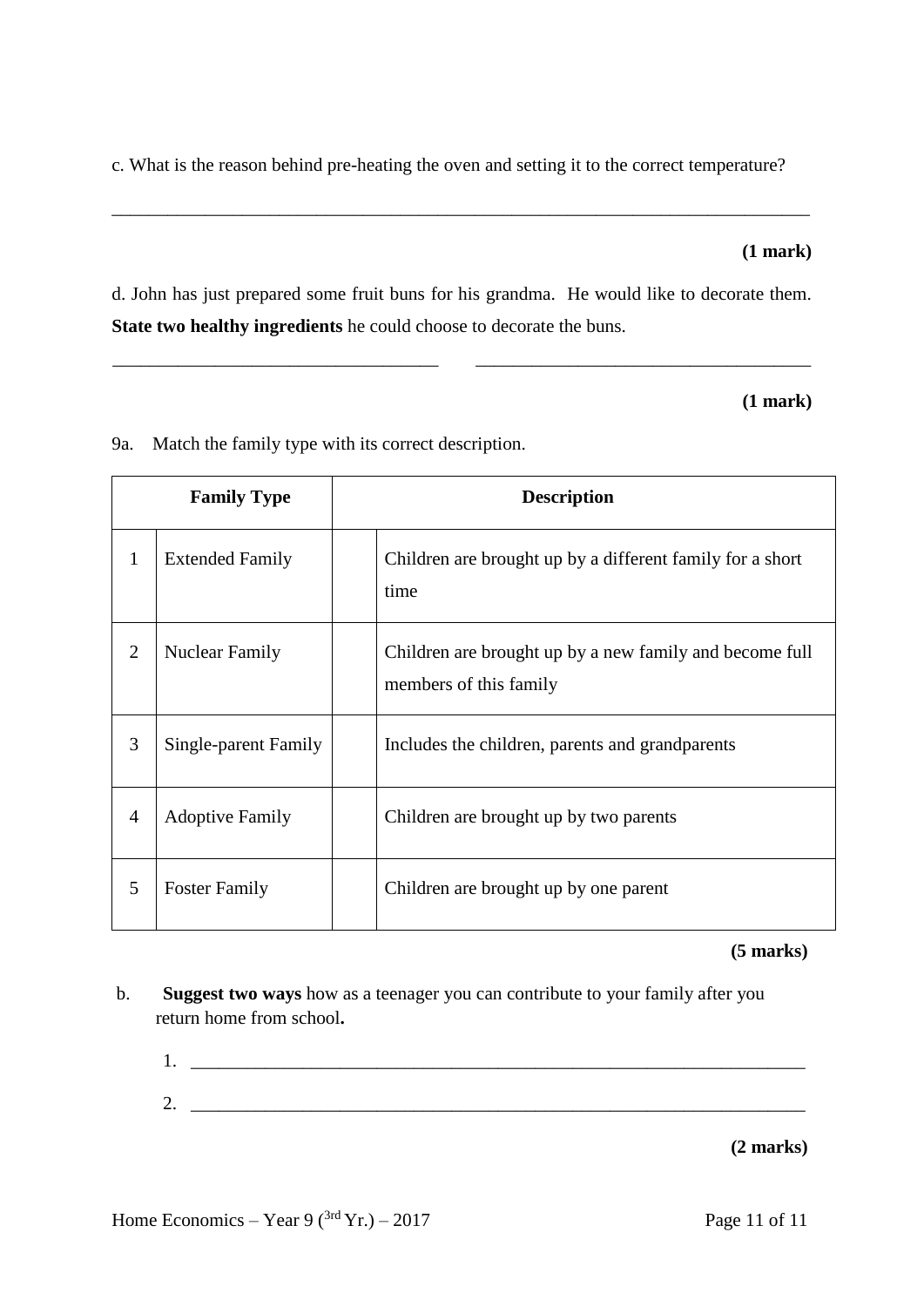c. What is the reason behind pre-heating the oven and setting it to the correct temperature?

______________________________________________________________________________

**(1 mark)**

d. John has just prepared some fruit buns for his grandma. He would like to decorate them. **State two healthy ingredients** he could choose to decorate the buns.

___________________________________ ___________________________________

**(1 mark)**

9a. Match the family type with its correct description.

| Family Type | | Description | |
|---|---|---|---|
| 1 | Extended Family | | Children are brought up by a different family for a short time |
| 2 | Nuclear Family | | Children are brought up by a new family and become full members of this family |
| 3 | Single-parent Family | | Includes the children, parents and grandparents |
| 4 | Adoptive Family | | Children are brought up by two parents |
| 5 | Foster Family | | Children are brought up by one parent |

**(5 marks)**

b. **Suggest two ways** how as a teenager you can contribute to your family after you return home from school**.**

1. ____________________________________________________________________

2. ____________________________________________________________________

**(2 marks)**